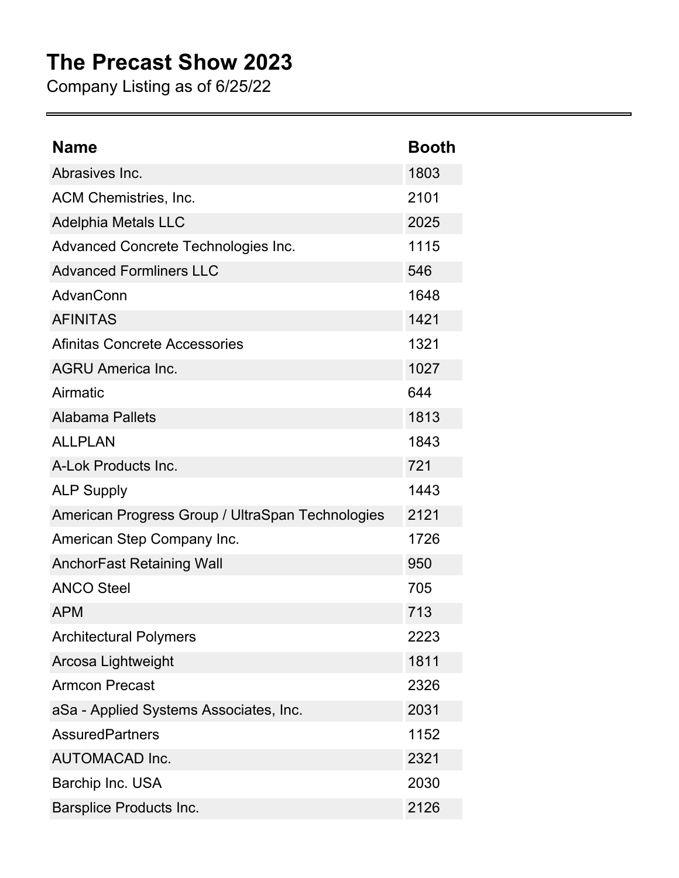# The Precast Show 2023

Company Listing as of 6/25/22

| Name | Booth |
| --- | --- |
| Abrasives Inc. | 1803 |
| ACM Chemistries, Inc. | 2101 |
| Adelphia Metals LLC | 2025 |
| Advanced Concrete Technologies Inc. | 1115 |
| Advanced Formliners LLC | 546 |
| AdvanConn | 1648 |
| AFINITAS | 1421 |
| Afinitas Concrete Accessories | 1321 |
| AGRU America Inc. | 1027 |
| Airmatic | 644 |
| Alabama Pallets | 1813 |
| ALLPLAN | 1843 |
| A-Lok Products Inc. | 721 |
| ALP Supply | 1443 |
| American Progress Group / UltraSpan Technologies | 2121 |
| American Step Company Inc. | 1726 |
| AnchorFast Retaining Wall | 950 |
| ANCO Steel | 705 |
| APM | 713 |
| Architectural Polymers | 2223 |
| Arcosa Lightweight | 1811 |
| Armcon Precast | 2326 |
| aSa - Applied Systems Associates, Inc. | 2031 |
| AssuredPartners | 1152 |
| AUTOMACAD Inc. | 2321 |
| Barchip Inc. USA | 2030 |
| Barsplice Products Inc. | 2126 |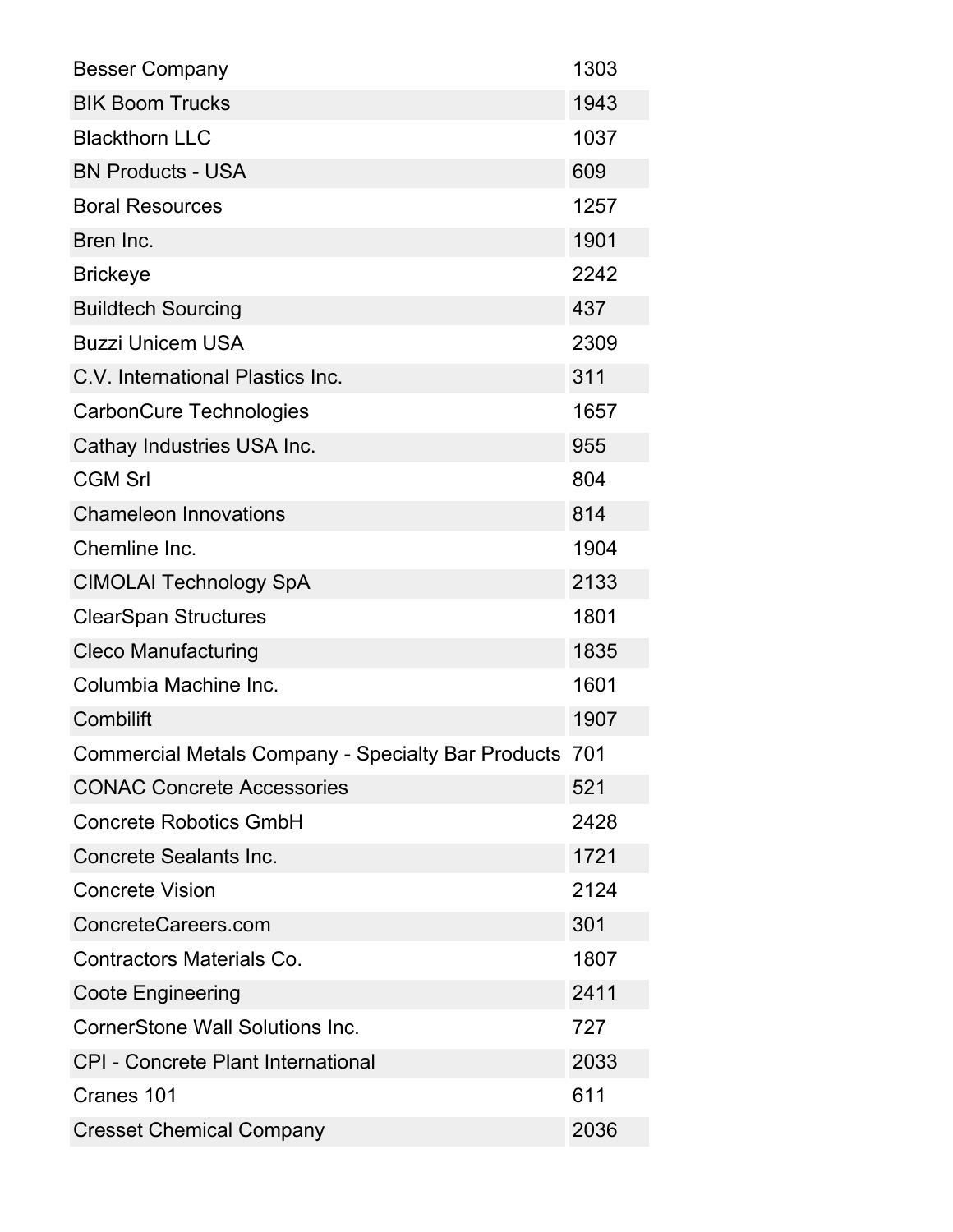| | |
|---|---|
| Besser Company | 1303 |
| BIK Boom Trucks | 1943 |
| Blackthorn LLC | 1037 |
| BN Products - USA | 609 |
| Boral Resources | 1257 |
| Bren Inc. | 1901 |
| Brickeye | 2242 |
| Buildtech Sourcing | 437 |
| Buzzi Unicem USA | 2309 |
| C.V. International Plastics Inc. | 311 |
| CarbonCure Technologies | 1657 |
| Cathay Industries USA Inc. | 955 |
| CGM Srl | 804 |
| Chameleon Innovations | 814 |
| Chemline Inc. | 1904 |
| CIMOLAI Technology SpA | 2133 |
| ClearSpan Structures | 1801 |
| Cleco Manufacturing | 1835 |
| Columbia Machine Inc. | 1601 |
| Combilift | 1907 |
| Commercial Metals Company - Specialty Bar Products | 701 |
| CONAC Concrete Accessories | 521 |
| Concrete Robotics GmbH | 2428 |
| Concrete Sealants Inc. | 1721 |
| Concrete Vision | 2124 |
| ConcreteCareers.com | 301 |
| Contractors Materials Co. | 1807 |
| Coote Engineering | 2411 |
| CornerStone Wall Solutions Inc. | 727 |
| CPI - Concrete Plant International | 2033 |
| Cranes 101 | 611 |
| Cresset Chemical Company | 2036 |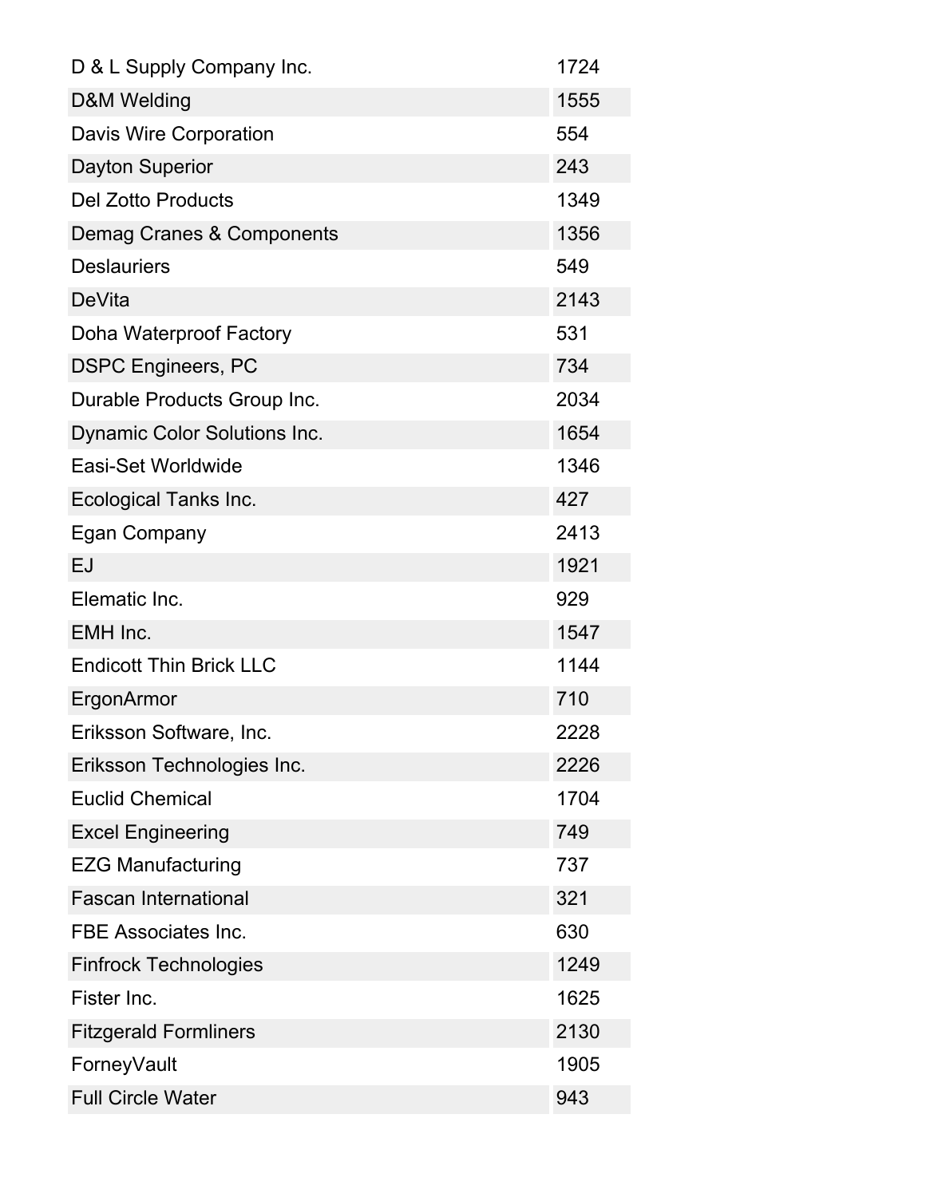| | |
|---|---|
| D & L Supply Company Inc. | 1724 |
| D&M Welding | 1555 |
| Davis Wire Corporation | 554 |
| Dayton Superior | 243 |
| Del Zotto Products | 1349 |
| Demag Cranes & Components | 1356 |
| Deslauriers | 549 |
| DeVita | 2143 |
| Doha Waterproof Factory | 531 |
| DSPC Engineers, PC | 734 |
| Durable Products Group Inc. | 2034 |
| Dynamic Color Solutions Inc. | 1654 |
| Easi-Set Worldwide | 1346 |
| Ecological Tanks Inc. | 427 |
| Egan Company | 2413 |
| EJ | 1921 |
| Elematic Inc. | 929 |
| EMH Inc. | 1547 |
| Endicott Thin Brick LLC | 1144 |
| ErgonArmor | 710 |
| Eriksson Software, Inc. | 2228 |
| Eriksson Technologies Inc. | 2226 |
| Euclid Chemical | 1704 |
| Excel Engineering | 749 |
| EZG Manufacturing | 737 |
| Fascan International | 321 |
| FBE Associates Inc. | 630 |
| Finfrock Technologies | 1249 |
| Fister Inc. | 1625 |
| Fitzgerald Formliners | 2130 |
| ForneyVault | 1905 |
| Full Circle Water | 943 |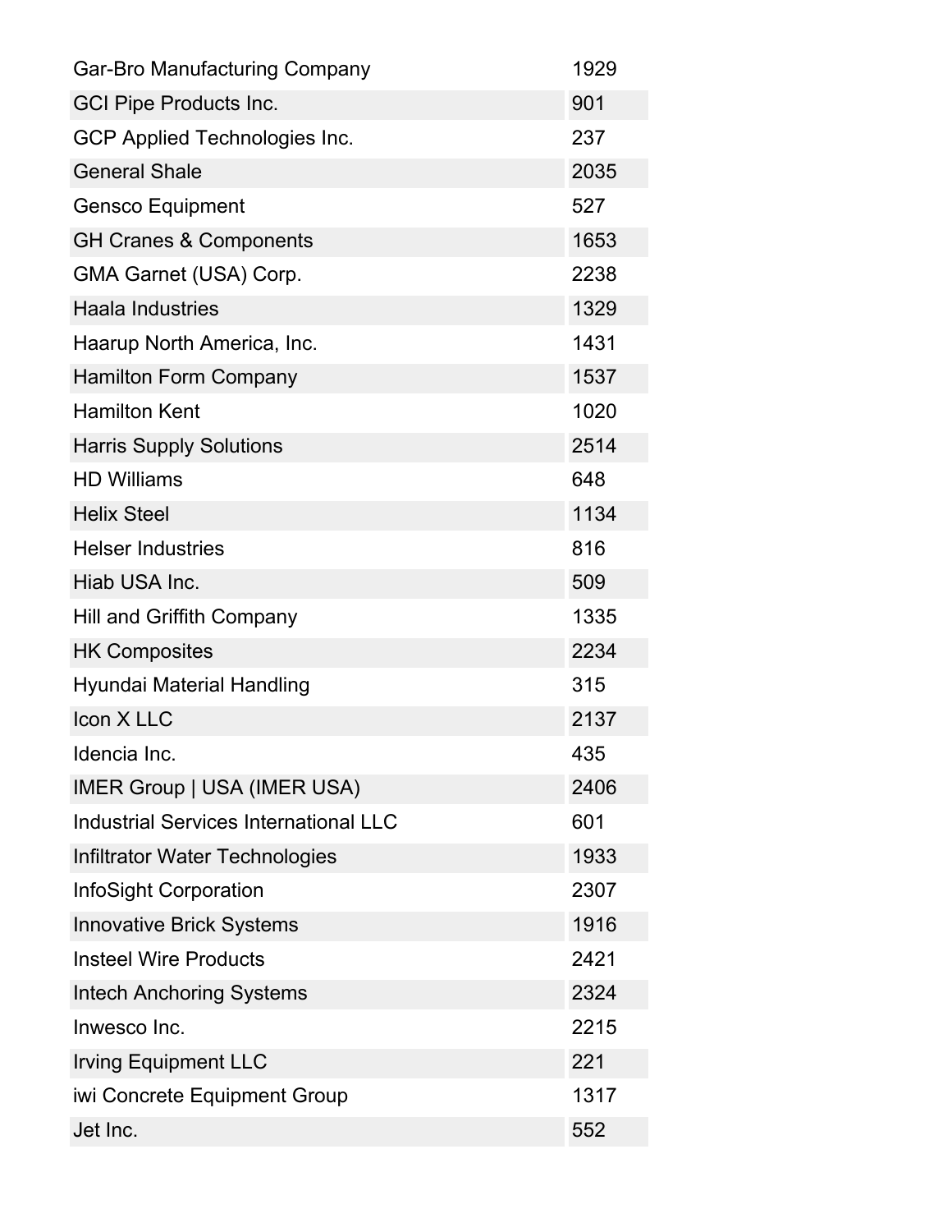| Gar-Bro Manufacturing Company | 1929 |
|---|---|
| GCI Pipe Products Inc. | 901 |
| GCP Applied Technologies Inc. | 237 |
| General Shale | 2035 |
| Gensco Equipment | 527 |
| GH Cranes & Components | 1653 |
| GMA Garnet (USA) Corp. | 2238 |
| Haala Industries | 1329 |
| Haarup North America, Inc. | 1431 |
| Hamilton Form Company | 1537 |
| Hamilton Kent | 1020 |
| Harris Supply Solutions | 2514 |
| HD Williams | 648 |
| Helix Steel | 1134 |
| Helser Industries | 816 |
| Hiab USA Inc. | 509 |
| Hill and Griffith Company | 1335 |
| HK Composites | 2234 |
| Hyundai Material Handling | 315 |
| Icon X LLC | 2137 |
| Idencia Inc. | 435 |
| IMER Group \| USA (IMER USA) | 2406 |
| Industrial Services International LLC | 601 |
| Infiltrator Water Technologies | 1933 |
| InfoSight Corporation | 2307 |
| Innovative Brick Systems | 1916 |
| Insteel Wire Products | 2421 |
| Intech Anchoring Systems | 2324 |
| Inwesco Inc. | 2215 |
| Irving Equipment LLC | 221 |
| iwi Concrete Equipment Group | 1317 |
| Jet Inc. | 552 |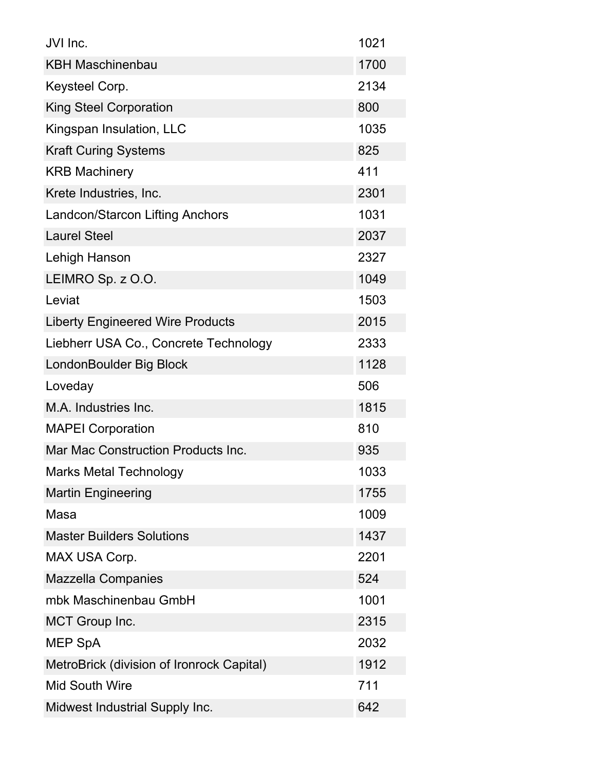| | |
|---|---|
| JVI Inc. | 1021 |
| KBH Maschinenbau | 1700 |
| Keysteel Corp. | 2134 |
| King Steel Corporation | 800 |
| Kingspan Insulation, LLC | 1035 |
| Kraft Curing Systems | 825 |
| KRB Machinery | 411 |
| Krete Industries, Inc. | 2301 |
| Landcon/Starcon Lifting Anchors | 1031 |
| Laurel Steel | 2037 |
| Lehigh Hanson | 2327 |
| LEIMRO Sp. z O.O. | 1049 |
| Leviat | 1503 |
| Liberty Engineered Wire Products | 2015 |
| Liebherr USA Co., Concrete Technology | 2333 |
| LondonBoulder Big Block | 1128 |
| Loveday | 506 |
| M.A. Industries Inc. | 1815 |
| MAPEI Corporation | 810 |
| Mar Mac Construction Products Inc. | 935 |
| Marks Metal Technology | 1033 |
| Martin Engineering | 1755 |
| Masa | 1009 |
| Master Builders Solutions | 1437 |
| MAX USA Corp. | 2201 |
| Mazzella Companies | 524 |
| mbk Maschinenbau GmbH | 1001 |
| MCT Group Inc. | 2315 |
| MEP SpA | 2032 |
| MetroBrick (division of Ironrock Capital) | 1912 |
| Mid South Wire | 711 |
| Midwest Industrial Supply Inc. | 642 |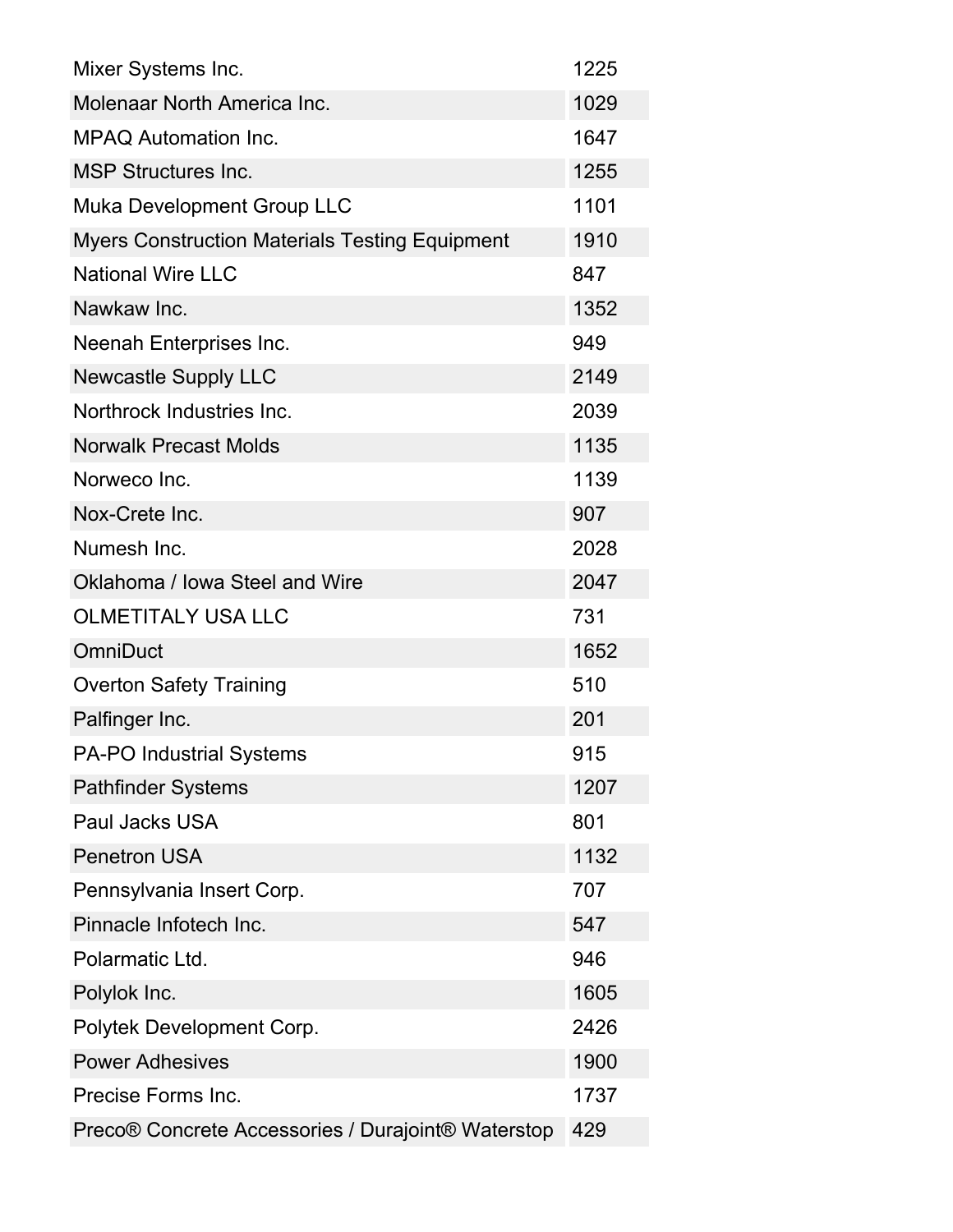| Mixer Systems Inc. | 1225 |
|---|---|
| Molenaar North America Inc. | 1029 |
| MPAQ Automation Inc. | 1647 |
| MSP Structures Inc. | 1255 |
| Muka Development Group LLC | 1101 |
| Myers Construction Materials Testing Equipment | 1910 |
| National Wire LLC | 847 |
| Nawkaw Inc. | 1352 |
| Neenah Enterprises Inc. | 949 |
| Newcastle Supply LLC | 2149 |
| Northrock Industries Inc. | 2039 |
| Norwalk Precast Molds | 1135 |
| Norweco Inc. | 1139 |
| Nox-Crete Inc. | 907 |
| Numesh Inc. | 2028 |
| Oklahoma / Iowa Steel and Wire | 2047 |
| OLMETITALY USA LLC | 731 |
| OmniDuct | 1652 |
| Overton Safety Training | 510 |
| Palfinger Inc. | 201 |
| PA-PO Industrial Systems | 915 |
| Pathfinder Systems | 1207 |
| Paul Jacks USA | 801 |
| Penetron USA | 1132 |
| Pennsylvania Insert Corp. | 707 |
| Pinnacle Infotech Inc. | 547 |
| Polarmatic Ltd. | 946 |
| Polylok Inc. | 1605 |
| Polytek Development Corp. | 2426 |
| Power Adhesives | 1900 |
| Precise Forms Inc. | 1737 |
| Preco® Concrete Accessories / Durajoint® Waterstop | 429 |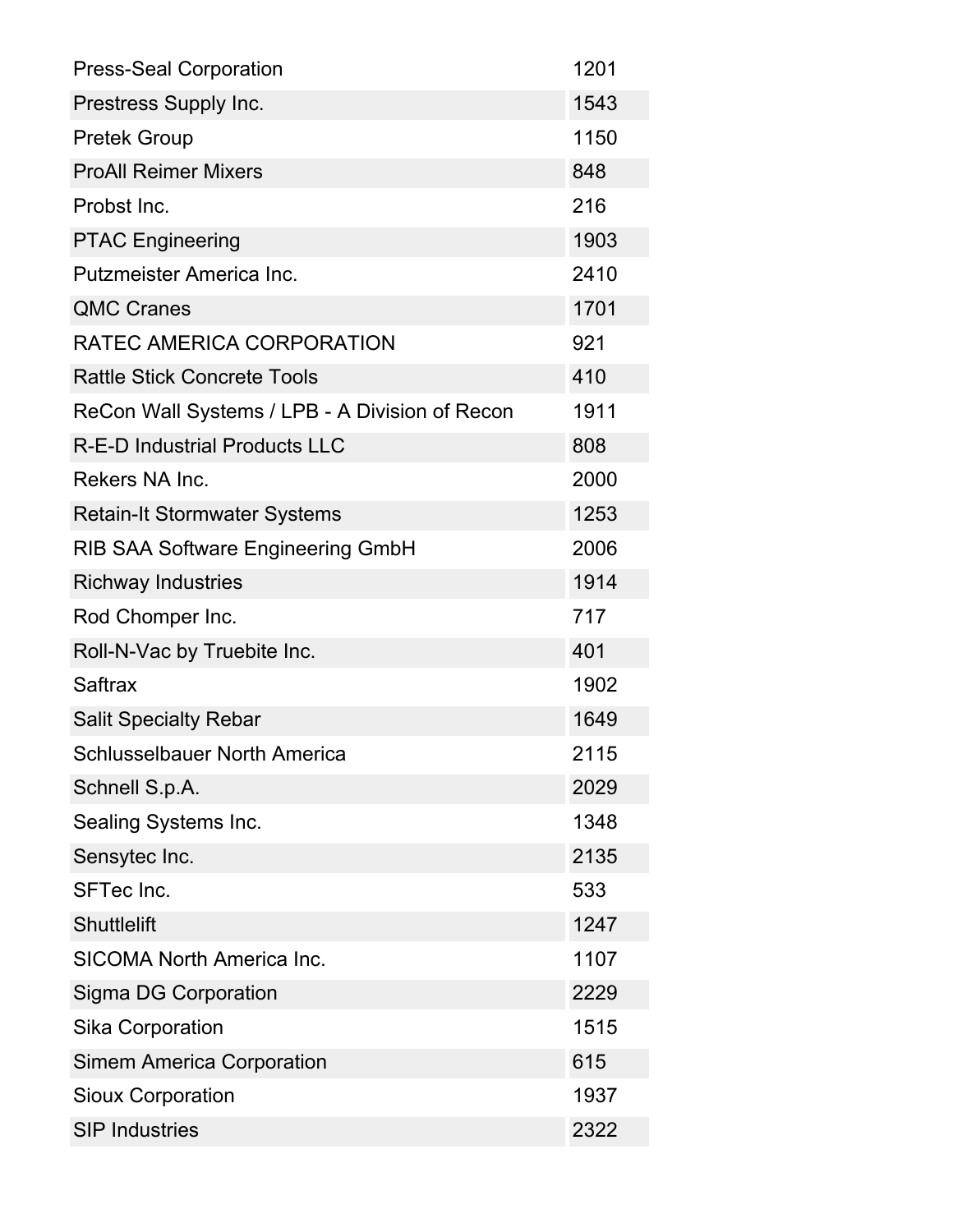| | |
|---|---|
| Press-Seal Corporation | 1201 |
| Prestress Supply Inc. | 1543 |
| Pretek Group | 1150 |
| ProAll Reimer Mixers | 848 |
| Probst Inc. | 216 |
| PTAC Engineering | 1903 |
| Putzmeister America Inc. | 2410 |
| QMC Cranes | 1701 |
| RATEC AMERICA CORPORATION | 921 |
| Rattle Stick Concrete Tools | 410 |
| ReCon Wall Systems / LPB - A Division of Recon | 1911 |
| R-E-D Industrial Products LLC | 808 |
| Rekers NA Inc. | 2000 |
| Retain-It Stormwater Systems | 1253 |
| RIB SAA Software Engineering GmbH | 2006 |
| Richway Industries | 1914 |
| Rod Chomper Inc. | 717 |
| Roll-N-Vac by Truebite Inc. | 401 |
| Saftrax | 1902 |
| Salit Specialty Rebar | 1649 |
| Schlusselbauer North America | 2115 |
| Schnell S.p.A. | 2029 |
| Sealing Systems Inc. | 1348 |
| Sensytec Inc. | 2135 |
| SFTec Inc. | 533 |
| Shuttlelift | 1247 |
| SICOMA North America Inc. | 1107 |
| Sigma DG Corporation | 2229 |
| Sika Corporation | 1515 |
| Simem America Corporation | 615 |
| Sioux Corporation | 1937 |
| SIP Industries | 2322 |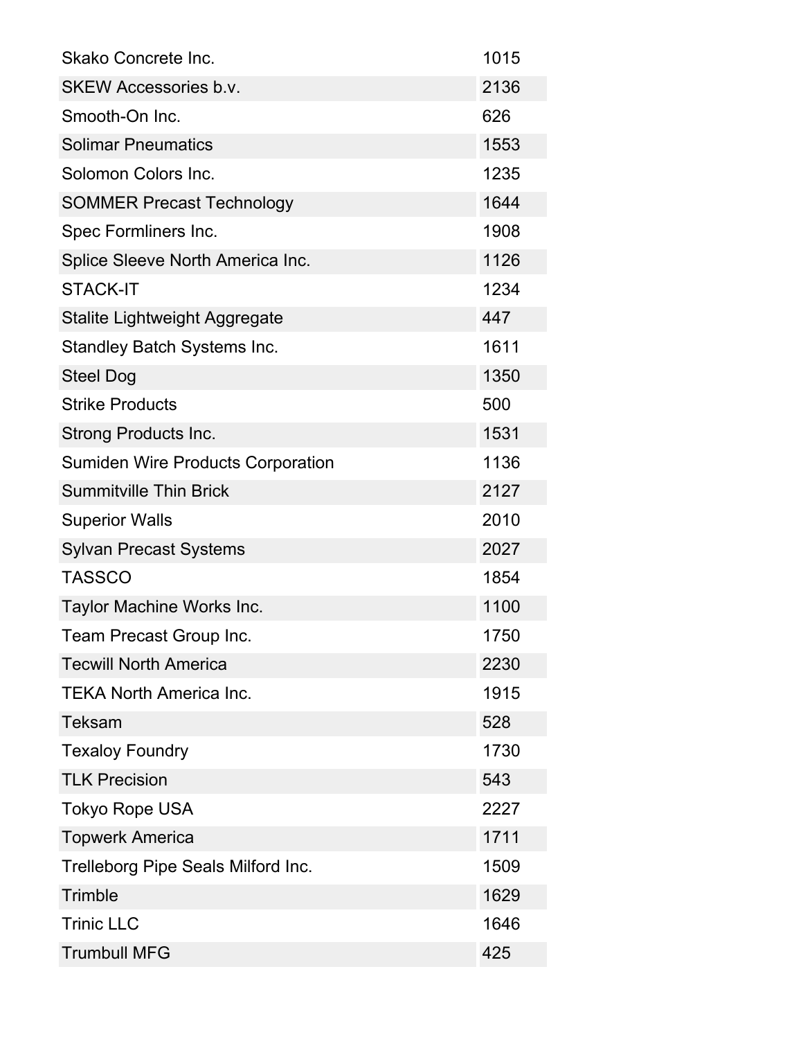| | |
|---|---|
| Skako Concrete Inc. | 1015 |
| SKEW Accessories b.v. | 2136 |
| Smooth-On Inc. | 626 |
| Solimar Pneumatics | 1553 |
| Solomon Colors Inc. | 1235 |
| SOMMER Precast Technology | 1644 |
| Spec Formliners Inc. | 1908 |
| Splice Sleeve North America Inc. | 1126 |
| STACK-IT | 1234 |
| Stalite Lightweight Aggregate | 447 |
| Standley Batch Systems Inc. | 1611 |
| Steel Dog | 1350 |
| Strike Products | 500 |
| Strong Products Inc. | 1531 |
| Sumiden Wire Products Corporation | 1136 |
| Summitville Thin Brick | 2127 |
| Superior Walls | 2010 |
| Sylvan Precast Systems | 2027 |
| TASSCO | 1854 |
| Taylor Machine Works Inc. | 1100 |
| Team Precast Group Inc. | 1750 |
| Tecwill North America | 2230 |
| TEKA North America Inc. | 1915 |
| Teksam | 528 |
| Texaloy Foundry | 1730 |
| TLK Precision | 543 |
| Tokyo Rope USA | 2227 |
| Topwerk America | 1711 |
| Trelleborg Pipe Seals Milford Inc. | 1509 |
| Trimble | 1629 |
| Trinic LLC | 1646 |
| Trumbull MFG | 425 |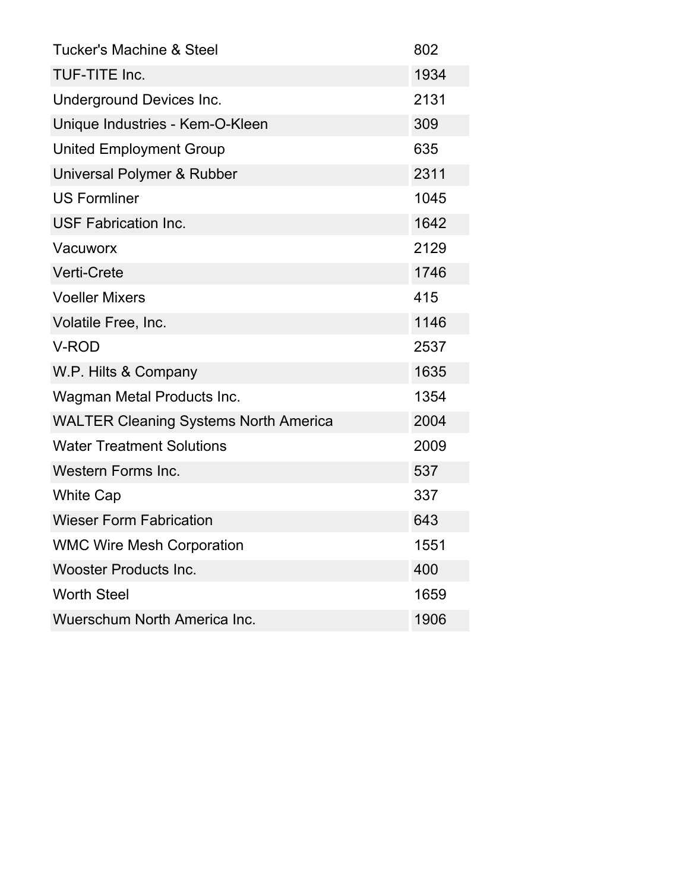| | |
|---|---|
| Tucker's Machine & Steel | 802 |
| TUF-TITE Inc. | 1934 |
| Underground Devices Inc. | 2131 |
| Unique Industries - Kem-O-Kleen | 309 |
| United Employment Group | 635 |
| Universal Polymer & Rubber | 2311 |
| US Formliner | 1045 |
| USF Fabrication Inc. | 1642 |
| Vacuworx | 2129 |
| Verti-Crete | 1746 |
| Voeller Mixers | 415 |
| Volatile Free, Inc. | 1146 |
| V-ROD | 2537 |
| W.P. Hilts & Company | 1635 |
| Wagman Metal Products Inc. | 1354 |
| WALTER Cleaning Systems North America | 2004 |
| Water Treatment Solutions | 2009 |
| Western Forms Inc. | 537 |
| White Cap | 337 |
| Wieser Form Fabrication | 643 |
| WMC Wire Mesh Corporation | 1551 |
| Wooster Products Inc. | 400 |
| Worth Steel | 1659 |
| Wuerschum North America Inc. | 1906 |